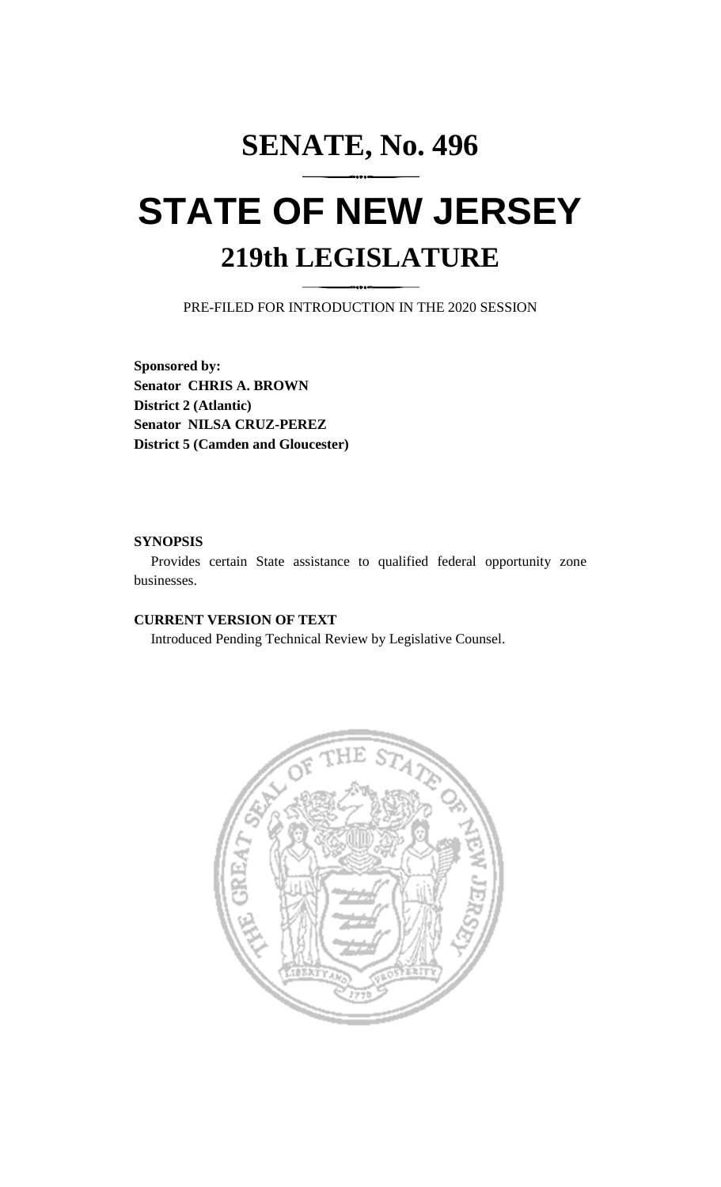# SENATE, No. 496

# STATE OF NEW JERSEY

## 219th LEGISLATURE

PRE-FILED FOR INTRODUCTION IN THE 2020 SESSION

**Sponsored by:**
**Senator CHRIS A. BROWN**
**District 2 (Atlantic)**
**Senator NILSA CRUZ-PEREZ**
**District 5 (Camden and Gloucester)**

**SYNOPSIS**

Provides certain State assistance to qualified federal opportunity zone businesses.

**CURRENT VERSION OF TEXT**

Introduced Pending Technical Review by Legislative Counsel.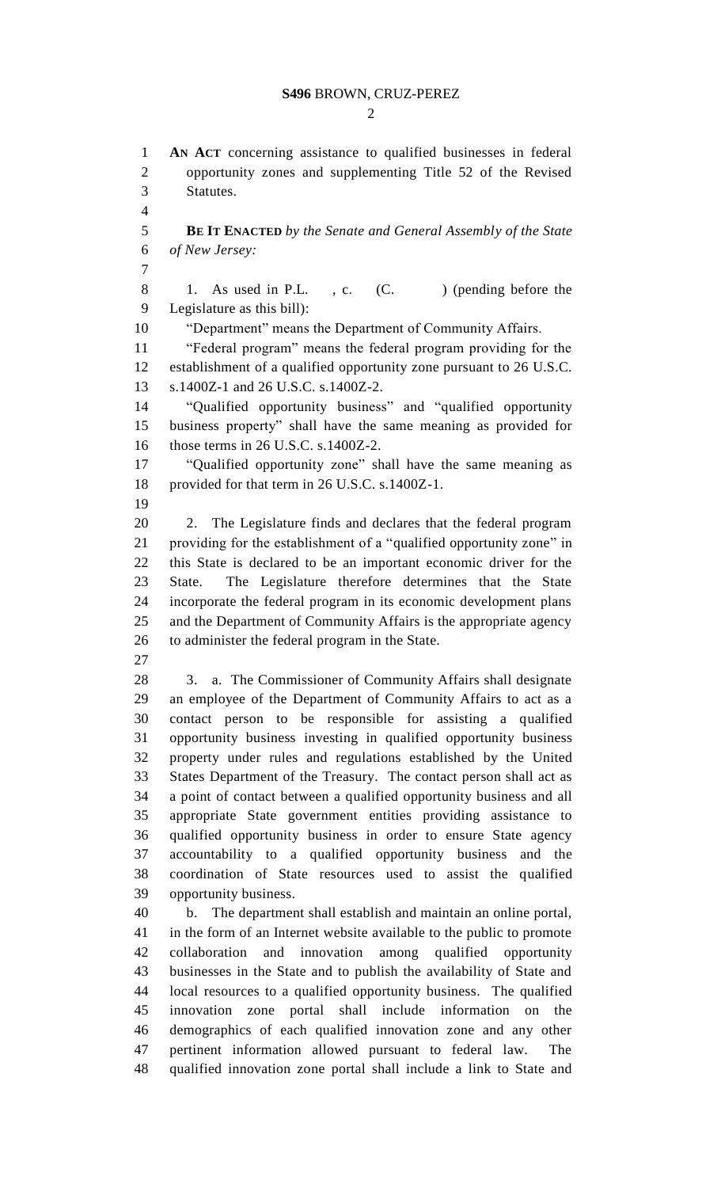**AN ACT** concerning assistance to qualified businesses in federal opportunity zones and supplementing Title 52 of the Revised Statutes.

**BE IT ENACTED** *by the Senate and General Assembly of the State of New Jersey:*

1. As used in P.L. , c. (C. ) (pending before the Legislature as this bill):

"Department" means the Department of Community Affairs.

"Federal program" means the federal program providing for the establishment of a qualified opportunity zone pursuant to 26 U.S.C. s.1400Z-1 and 26 U.S.C. s.1400Z-2.

"Qualified opportunity business" and "qualified opportunity business property" shall have the same meaning as provided for those terms in 26 U.S.C. s.1400Z-2.

"Qualified opportunity zone" shall have the same meaning as provided for that term in 26 U.S.C. s.1400Z-1.

2. The Legislature finds and declares that the federal program providing for the establishment of a "qualified opportunity zone" in this State is declared to be an important economic driver for the State. The Legislature therefore determines that the State incorporate the federal program in its economic development plans and the Department of Community Affairs is the appropriate agency to administer the federal program in the State.

3. a. The Commissioner of Community Affairs shall designate an employee of the Department of Community Affairs to act as a contact person to be responsible for assisting a qualified opportunity business investing in qualified opportunity business property under rules and regulations established by the United States Department of the Treasury. The contact person shall act as a point of contact between a qualified opportunity business and all appropriate State government entities providing assistance to qualified opportunity business in order to ensure State agency accountability to a qualified opportunity business and the coordination of State resources used to assist the qualified opportunity business.

b. The department shall establish and maintain an online portal, in the form of an Internet website available to the public to promote collaboration and innovation among qualified opportunity businesses in the State and to publish the availability of State and local resources to a qualified opportunity business. The qualified innovation zone portal shall include information on the demographics of each qualified innovation zone and any other pertinent information allowed pursuant to federal law. The qualified innovation zone portal shall include a link to State and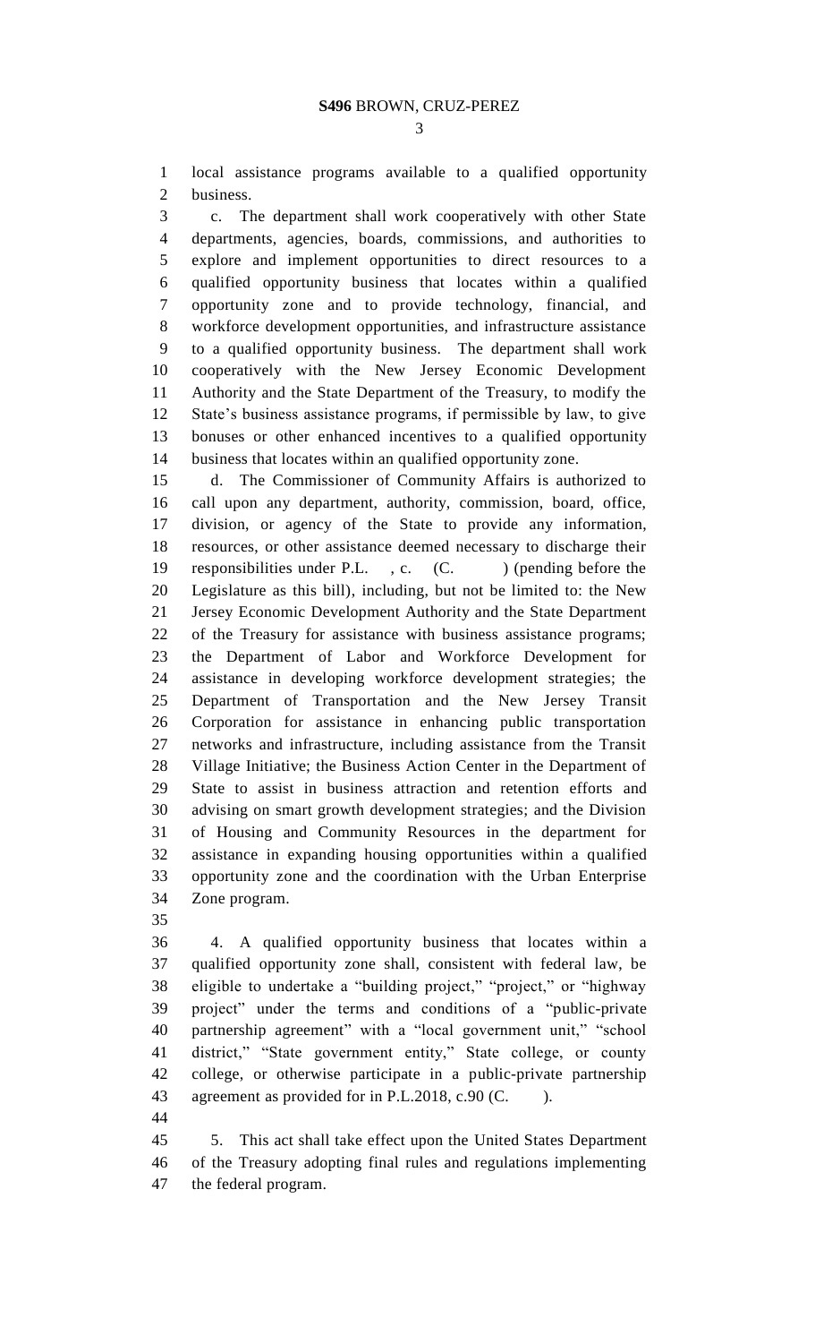local assistance programs available to a qualified opportunity business.

c. The department shall work cooperatively with other State departments, agencies, boards, commissions, and authorities to explore and implement opportunities to direct resources to a qualified opportunity business that locates within a qualified opportunity zone and to provide technology, financial, and workforce development opportunities, and infrastructure assistance to a qualified opportunity business. The department shall work cooperatively with the New Jersey Economic Development Authority and the State Department of the Treasury, to modify the State's business assistance programs, if permissible by law, to give bonuses or other enhanced incentives to a qualified opportunity business that locates within an qualified opportunity zone.

d. The Commissioner of Community Affairs is authorized to call upon any department, authority, commission, board, office, division, or agency of the State to provide any information, resources, or other assistance deemed necessary to discharge their responsibilities under P.L. , c. (C. ) (pending before the Legislature as this bill), including, but not be limited to: the New Jersey Economic Development Authority and the State Department of the Treasury for assistance with business assistance programs; the Department of Labor and Workforce Development for assistance in developing workforce development strategies; the Department of Transportation and the New Jersey Transit Corporation for assistance in enhancing public transportation networks and infrastructure, including assistance from the Transit Village Initiative; the Business Action Center in the Department of State to assist in business attraction and retention efforts and advising on smart growth development strategies; and the Division of Housing and Community Resources in the department for assistance in expanding housing opportunities within a qualified opportunity zone and the coordination with the Urban Enterprise Zone program.

4. A qualified opportunity business that locates within a qualified opportunity zone shall, consistent with federal law, be eligible to undertake a "building project," "project," or "highway project" under the terms and conditions of a "public-private partnership agreement" with a "local government unit," "school district," "State government entity," State college, or county college, or otherwise participate in a public-private partnership agreement as provided for in P.L.2018, c.90 (C. ).

5. This act shall take effect upon the United States Department of the Treasury adopting final rules and regulations implementing the federal program.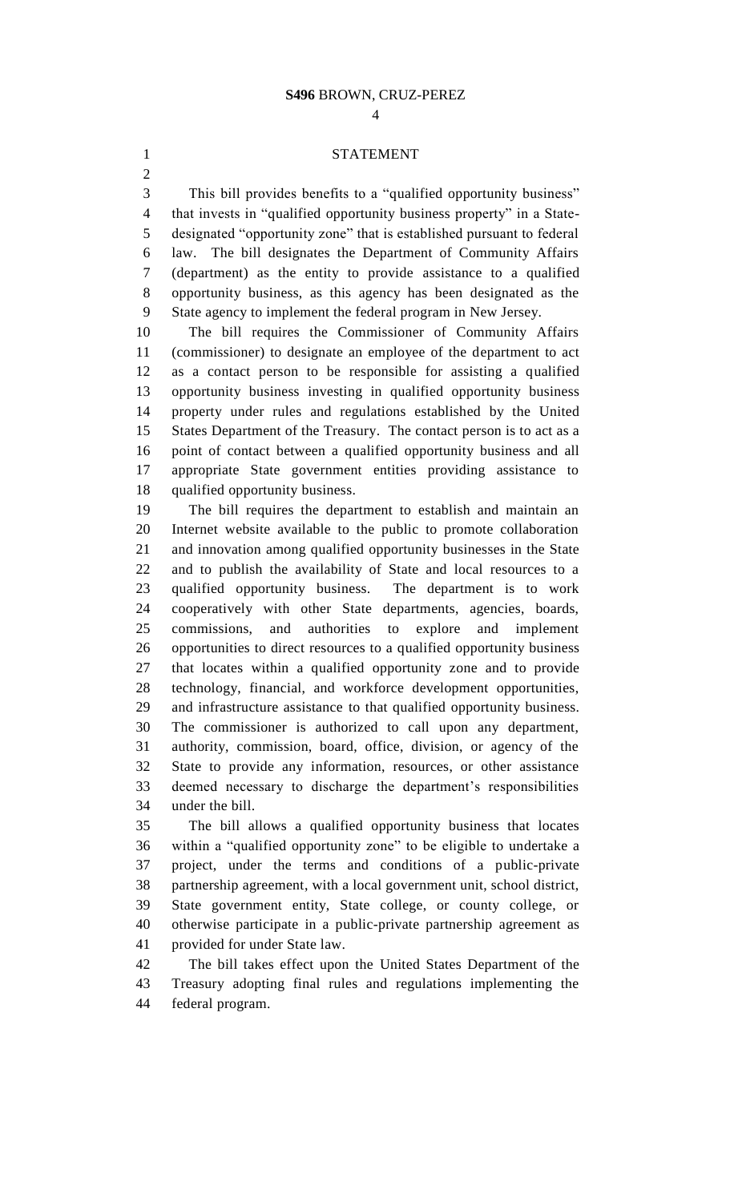## STATEMENT

This bill provides benefits to a "qualified opportunity business" that invests in "qualified opportunity business property" in a State-designated "opportunity zone" that is established pursuant to federal law. The bill designates the Department of Community Affairs (department) as the entity to provide assistance to a qualified opportunity business, as this agency has been designated as the State agency to implement the federal program in New Jersey.

The bill requires the Commissioner of Community Affairs (commissioner) to designate an employee of the department to act as a contact person to be responsible for assisting a qualified opportunity business investing in qualified opportunity business property under rules and regulations established by the United States Department of the Treasury. The contact person is to act as a point of contact between a qualified opportunity business and all appropriate State government entities providing assistance to qualified opportunity business.

The bill requires the department to establish and maintain an Internet website available to the public to promote collaboration and innovation among qualified opportunity businesses in the State and to publish the availability of State and local resources to a qualified opportunity business. The department is to work cooperatively with other State departments, agencies, boards, commissions, and authorities to explore and implement opportunities to direct resources to a qualified opportunity business that locates within a qualified opportunity zone and to provide technology, financial, and workforce development opportunities, and infrastructure assistance to that qualified opportunity business. The commissioner is authorized to call upon any department, authority, commission, board, office, division, or agency of the State to provide any information, resources, or other assistance deemed necessary to discharge the department's responsibilities under the bill.

The bill allows a qualified opportunity business that locates within a "qualified opportunity zone" to be eligible to undertake a project, under the terms and conditions of a public-private partnership agreement, with a local government unit, school district, State government entity, State college, or county college, or otherwise participate in a public-private partnership agreement as provided for under State law.

The bill takes effect upon the United States Department of the Treasury adopting final rules and regulations implementing the federal program.